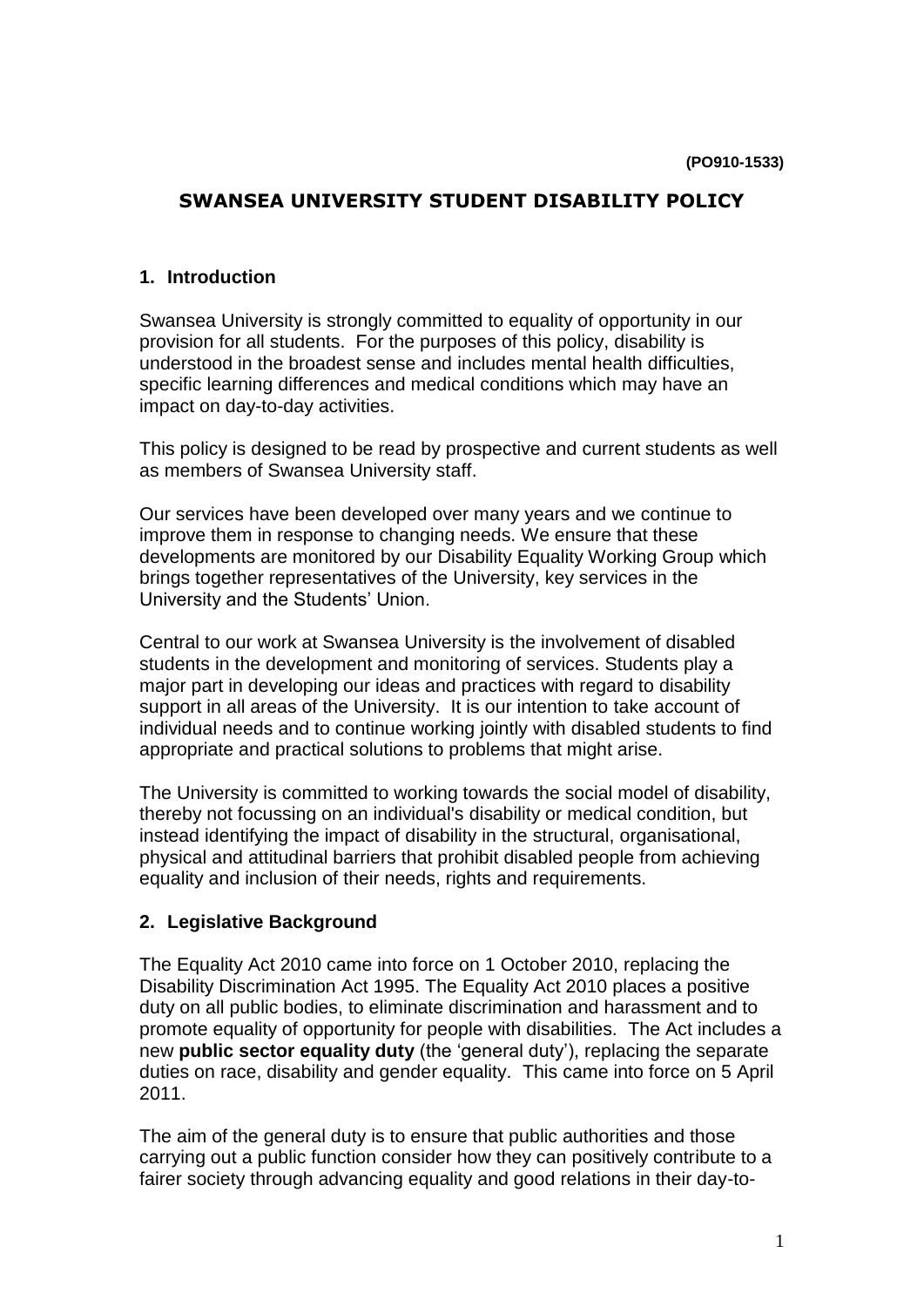(PO910-1533)

# SWANSEA UNIVERSITY STUDENT DISABILITY POLICY

## 1. Introduction

Swansea University is strongly committed to equality of opportunity in our provision for all students. For the purposes of this policy, disability is understood in the broadest sense and includes mental health difficulties, specific learning differences and medical conditions which may have an impact on day-to-day activities.

This policy is designed to be read by prospective and current students as well as members of Swansea University staff.

Our services have been developed over many years and we continue to improve them in response to changing needs. We ensure that these developments are monitored by our Disability Equality Working Group which brings together representatives of the University, key services in the University and the Students' Union.

Central to our work at Swansea University is the involvement of disabled students in the development and monitoring of services. Students play a major part in developing our ideas and practices with regard to disability support in all areas of the University. It is our intention to take account of individual needs and to continue working jointly with disabled students to find appropriate and practical solutions to problems that might arise.

The University is committed to working towards the social model of disability, thereby not focussing on an individual's disability or medical condition, but instead identifying the impact of disability in the structural, organisational, physical and attitudinal barriers that prohibit disabled people from achieving equality and inclusion of their needs, rights and requirements.

## 2. Legislative Background

The Equality Act 2010 came into force on 1 October 2010, replacing the Disability Discrimination Act 1995. The Equality Act 2010 places a positive duty on all public bodies, to eliminate discrimination and harassment and to promote equality of opportunity for people with disabilities. The Act includes a new **public sector equality duty** (the 'general duty'), replacing the separate duties on race, disability and gender equality. This came into force on 5 April 2011.

The aim of the general duty is to ensure that public authorities and those carrying out a public function consider how they can positively contribute to a fairer society through advancing equality and good relations in their day-to-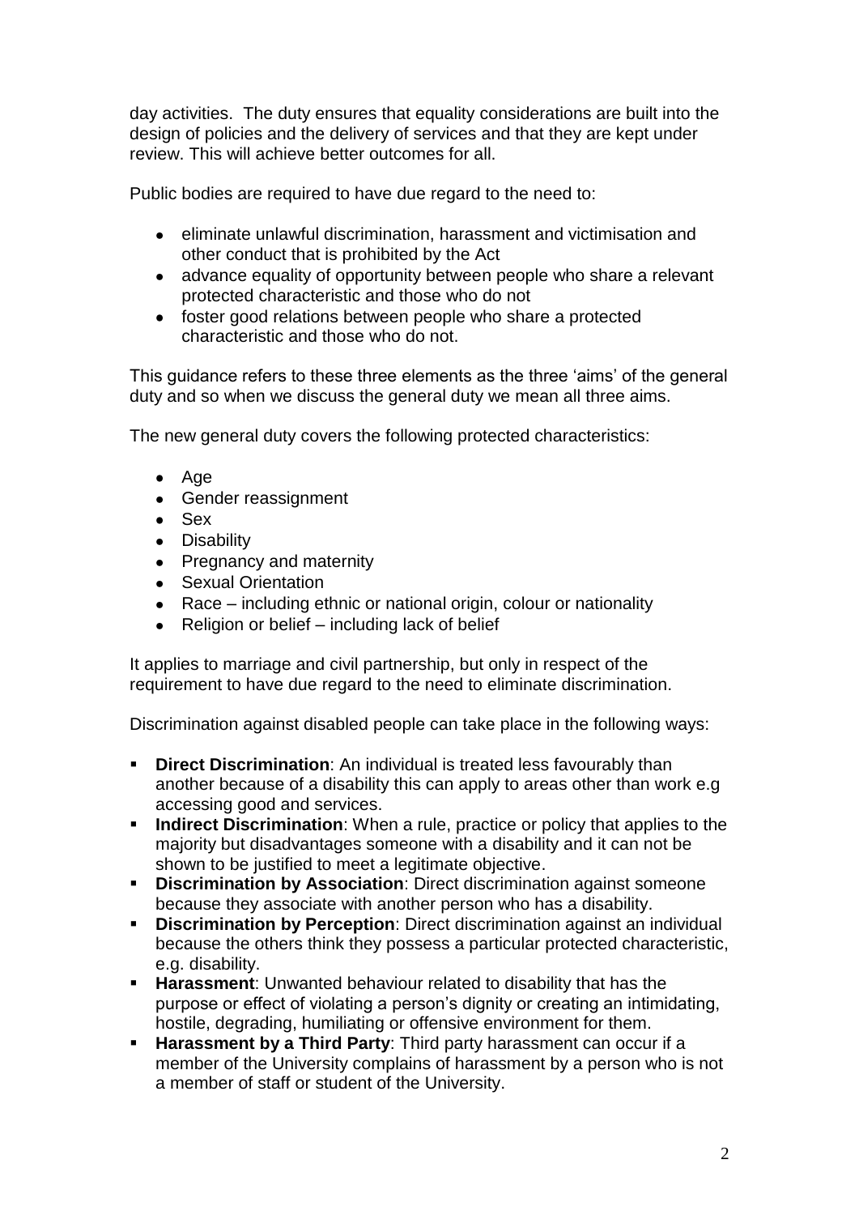day activities. The duty ensures that equality considerations are built into the design of policies and the delivery of services and that they are kept under review. This will achieve better outcomes for all.

Public bodies are required to have due regard to the need to:

- eliminate unlawful discrimination, harassment and victimisation and other conduct that is prohibited by the Act
- advance equality of opportunity between people who share a relevant protected characteristic and those who do not
- foster good relations between people who share a protected characteristic and those who do not.

This guidance refers to these three elements as the three 'aims' of the general duty and so when we discuss the general duty we mean all three aims.

The new general duty covers the following protected characteristics:

- Age
- Gender reassignment
- Sex
- Disability
- Pregnancy and maternity
- Sexual Orientation
- Race – including ethnic or national origin, colour or nationality
- Religion or belief – including lack of belief

It applies to marriage and civil partnership, but only in respect of the requirement to have due regard to the need to eliminate discrimination.

Discrimination against disabled people can take place in the following ways:

- **Direct Discrimination**: An individual is treated less favourably than another because of a disability this can apply to areas other than work e.g accessing good and services.
- **Indirect Discrimination**: When a rule, practice or policy that applies to the majority but disadvantages someone with a disability and it can not be shown to be justified to meet a legitimate objective.
- **Discrimination by Association**: Direct discrimination against someone because they associate with another person who has a disability.
- **Discrimination by Perception**: Direct discrimination against an individual because the others think they possess a particular protected characteristic, e.g. disability.
- **Harassment**: Unwanted behaviour related to disability that has the purpose or effect of violating a person's dignity or creating an intimidating, hostile, degrading, humiliating or offensive environment for them.
- **Harassment by a Third Party**: Third party harassment can occur if a member of the University complains of harassment by a person who is not a member of staff or student of the University.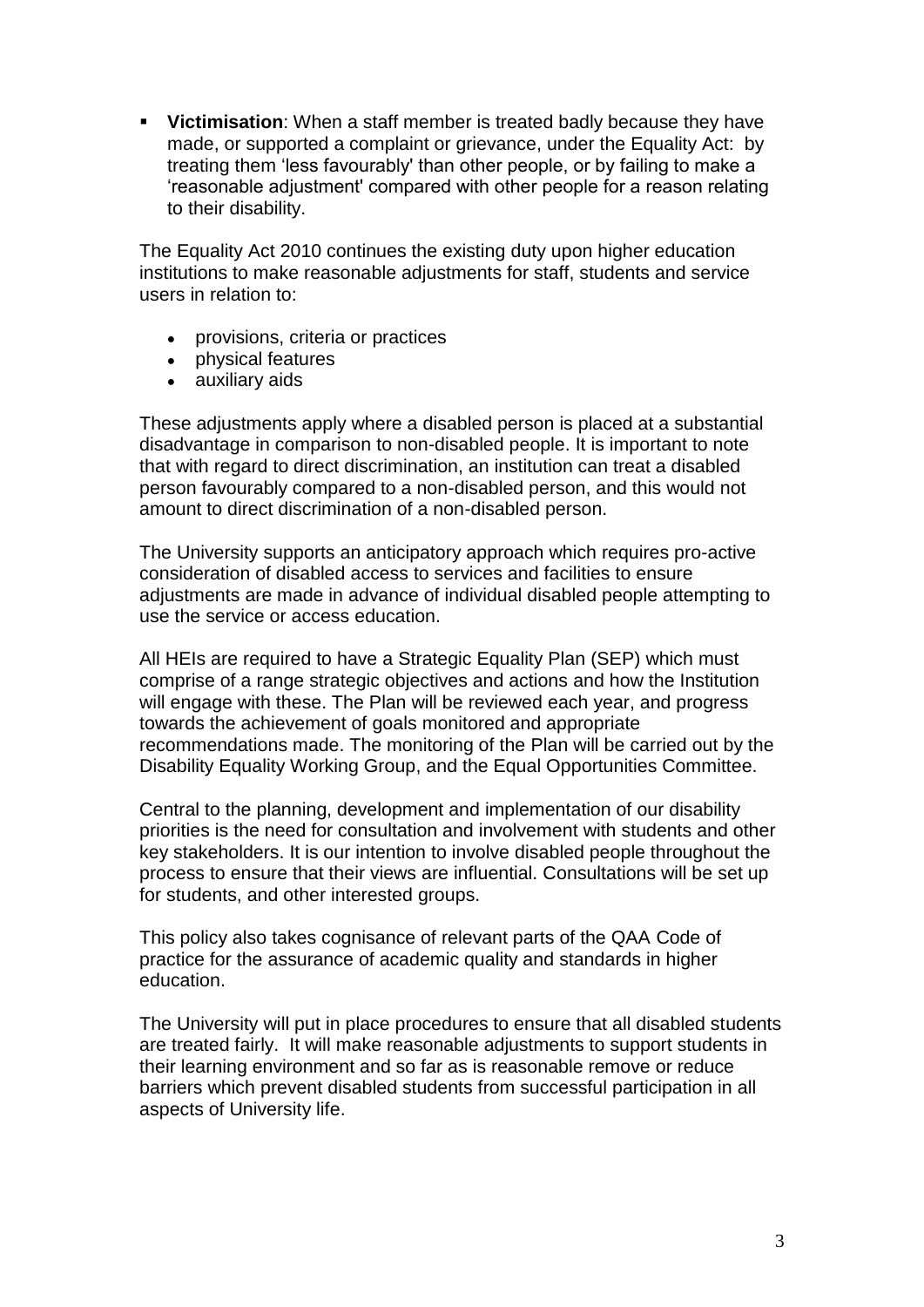- **Victimisation**: When a staff member is treated badly because they have made, or supported a complaint or grievance, under the Equality Act: by treating them 'less favourably' than other people, or by failing to make a 'reasonable adjustment' compared with other people for a reason relating to their disability.

The Equality Act 2010 continues the existing duty upon higher education institutions to make reasonable adjustments for staff, students and service users in relation to:

- provisions, criteria or practices
- physical features
- auxiliary aids

These adjustments apply where a disabled person is placed at a substantial disadvantage in comparison to non-disabled people. It is important to note that with regard to direct discrimination, an institution can treat a disabled person favourably compared to a non-disabled person, and this would not amount to direct discrimination of a non-disabled person.

The University supports an anticipatory approach which requires pro-active consideration of disabled access to services and facilities to ensure adjustments are made in advance of individual disabled people attempting to use the service or access education.

All HEIs are required to have a Strategic Equality Plan (SEP) which must comprise of a range strategic objectives and actions and how the Institution will engage with these. The Plan will be reviewed each year, and progress towards the achievement of goals monitored and appropriate recommendations made. The monitoring of the Plan will be carried out by the Disability Equality Working Group, and the Equal Opportunities Committee.

Central to the planning, development and implementation of our disability priorities is the need for consultation and involvement with students and other key stakeholders. It is our intention to involve disabled people throughout the process to ensure that their views are influential. Consultations will be set up for students, and other interested groups.

This policy also takes cognisance of relevant parts of the QAA Code of practice for the assurance of academic quality and standards in higher education.

The University will put in place procedures to ensure that all disabled students are treated fairly. It will make reasonable adjustments to support students in their learning environment and so far as is reasonable remove or reduce barriers which prevent disabled students from successful participation in all aspects of University life.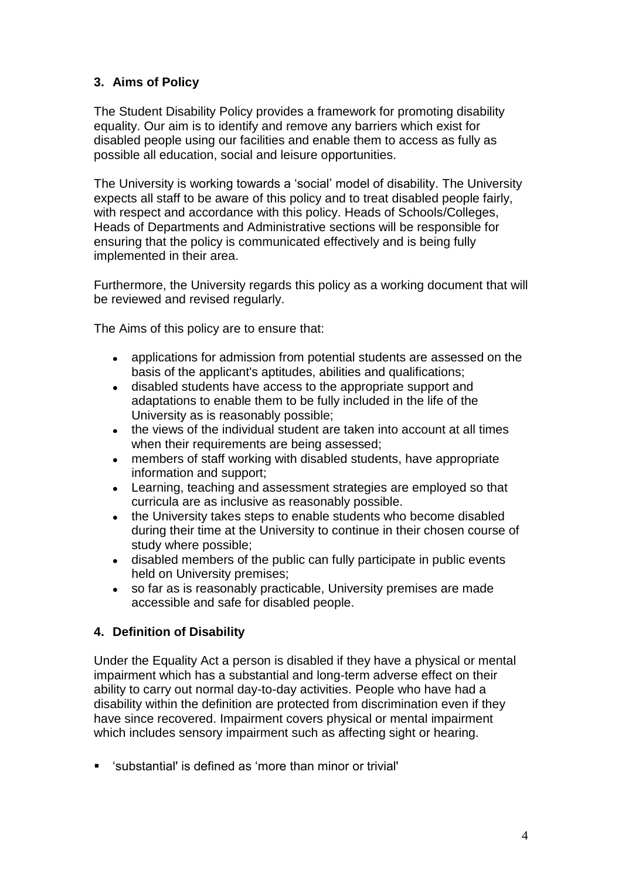## 3. Aims of Policy

The Student Disability Policy provides a framework for promoting disability equality. Our aim is to identify and remove any barriers which exist for disabled people using our facilities and enable them to access as fully as possible all education, social and leisure opportunities.

The University is working towards a 'social' model of disability. The University expects all staff to be aware of this policy and to treat disabled people fairly, with respect and accordance with this policy. Heads of Schools/Colleges, Heads of Departments and Administrative sections will be responsible for ensuring that the policy is communicated effectively and is being fully implemented in their area.

Furthermore, the University regards this policy as a working document that will be reviewed and revised regularly.

The Aims of this policy are to ensure that:

- applications for admission from potential students are assessed on the basis of the applicant's aptitudes, abilities and qualifications;
- disabled students have access to the appropriate support and adaptations to enable them to be fully included in the life of the University as is reasonably possible;
- the views of the individual student are taken into account at all times when their requirements are being assessed;
- members of staff working with disabled students, have appropriate information and support;
- Learning, teaching and assessment strategies are employed so that curricula are as inclusive as reasonably possible.
- the University takes steps to enable students who become disabled during their time at the University to continue in their chosen course of study where possible;
- disabled members of the public can fully participate in public events held on University premises;
- so far as is reasonably practicable, University premises are made accessible and safe for disabled people.

## 4. Definition of Disability

Under the Equality Act a person is disabled if they have a physical or mental impairment which has a substantial and long-term adverse effect on their ability to carry out normal day-to-day activities. People who have had a disability within the definition are protected from discrimination even if they have since recovered. Impairment covers physical or mental impairment which includes sensory impairment such as affecting sight or hearing.

- 'substantial' is defined as 'more than minor or trivial'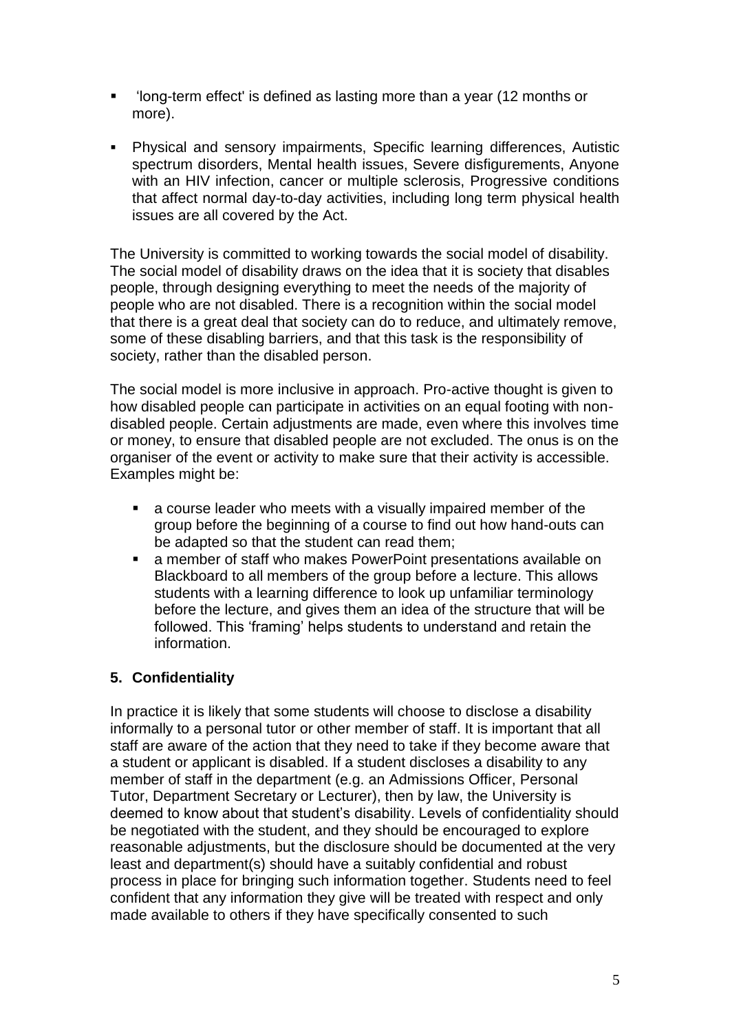- 'long-term effect' is defined as lasting more than a year (12 months or more).
- Physical and sensory impairments, Specific learning differences, Autistic spectrum disorders, Mental health issues, Severe disfigurements, Anyone with an HIV infection, cancer or multiple sclerosis, Progressive conditions that affect normal day-to-day activities, including long term physical health issues are all covered by the Act.

The University is committed to working towards the social model of disability. The social model of disability draws on the idea that it is society that disables people, through designing everything to meet the needs of the majority of people who are not disabled. There is a recognition within the social model that there is a great deal that society can do to reduce, and ultimately remove, some of these disabling barriers, and that this task is the responsibility of society, rather than the disabled person.

The social model is more inclusive in approach. Pro-active thought is given to how disabled people can participate in activities on an equal footing with non-disabled people. Certain adjustments are made, even where this involves time or money, to ensure that disabled people are not excluded. The onus is on the organiser of the event or activity to make sure that their activity is accessible. Examples might be:

- a course leader who meets with a visually impaired member of the group before the beginning of a course to find out how hand-outs can be adapted so that the student can read them;
- a member of staff who makes PowerPoint presentations available on Blackboard to all members of the group before a lecture. This allows students with a learning difference to look up unfamiliar terminology before the lecture, and gives them an idea of the structure that will be followed. This 'framing' helps students to understand and retain the information.

## 5. Confidentiality

In practice it is likely that some students will choose to disclose a disability informally to a personal tutor or other member of staff. It is important that all staff are aware of the action that they need to take if they become aware that a student or applicant is disabled. If a student discloses a disability to any member of staff in the department (e.g. an Admissions Officer, Personal Tutor, Department Secretary or Lecturer), then by law, the University is deemed to know about that student's disability. Levels of confidentiality should be negotiated with the student, and they should be encouraged to explore reasonable adjustments, but the disclosure should be documented at the very least and department(s) should have a suitably confidential and robust process in place for bringing such information together. Students need to feel confident that any information they give will be treated with respect and only made available to others if they have specifically consented to such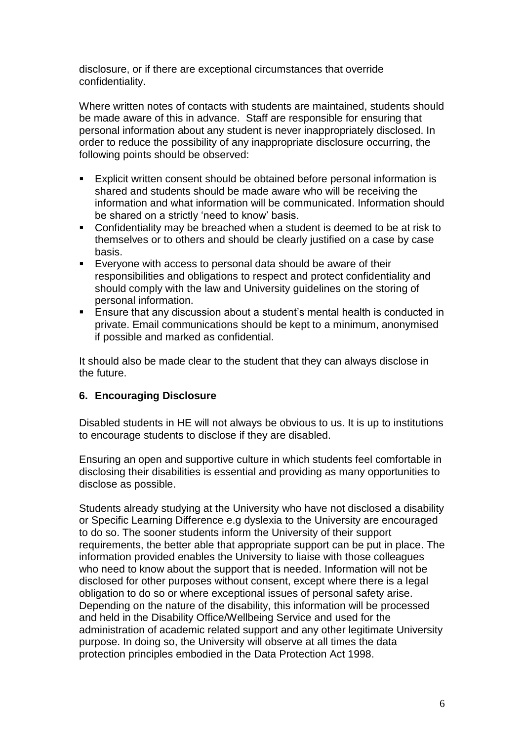disclosure, or if there are exceptional circumstances that override confidentiality.

Where written notes of contacts with students are maintained, students should be made aware of this in advance. Staff are responsible for ensuring that personal information about any student is never inappropriately disclosed. In order to reduce the possibility of any inappropriate disclosure occurring, the following points should be observed:

- Explicit written consent should be obtained before personal information is shared and students should be made aware who will be receiving the information and what information will be communicated. Information should be shared on a strictly 'need to know' basis.
- Confidentiality may be breached when a student is deemed to be at risk to themselves or to others and should be clearly justified on a case by case basis.
- Everyone with access to personal data should be aware of their responsibilities and obligations to respect and protect confidentiality and should comply with the law and University guidelines on the storing of personal information.
- Ensure that any discussion about a student's mental health is conducted in private. Email communications should be kept to a minimum, anonymised if possible and marked as confidential.

It should also be made clear to the student that they can always disclose in the future.

## 6. Encouraging Disclosure

Disabled students in HE will not always be obvious to us. It is up to institutions to encourage students to disclose if they are disabled.

Ensuring an open and supportive culture in which students feel comfortable in disclosing their disabilities is essential and providing as many opportunities to disclose as possible.

Students already studying at the University who have not disclosed a disability or Specific Learning Difference e.g dyslexia to the University are encouraged to do so. The sooner students inform the University of their support requirements, the better able that appropriate support can be put in place. The information provided enables the University to liaise with those colleagues who need to know about the support that is needed. Information will not be disclosed for other purposes without consent, except where there is a legal obligation to do so or where exceptional issues of personal safety arise. Depending on the nature of the disability, this information will be processed and held in the Disability Office/Wellbeing Service and used for the administration of academic related support and any other legitimate University purpose. In doing so, the University will observe at all times the data protection principles embodied in the Data Protection Act 1998.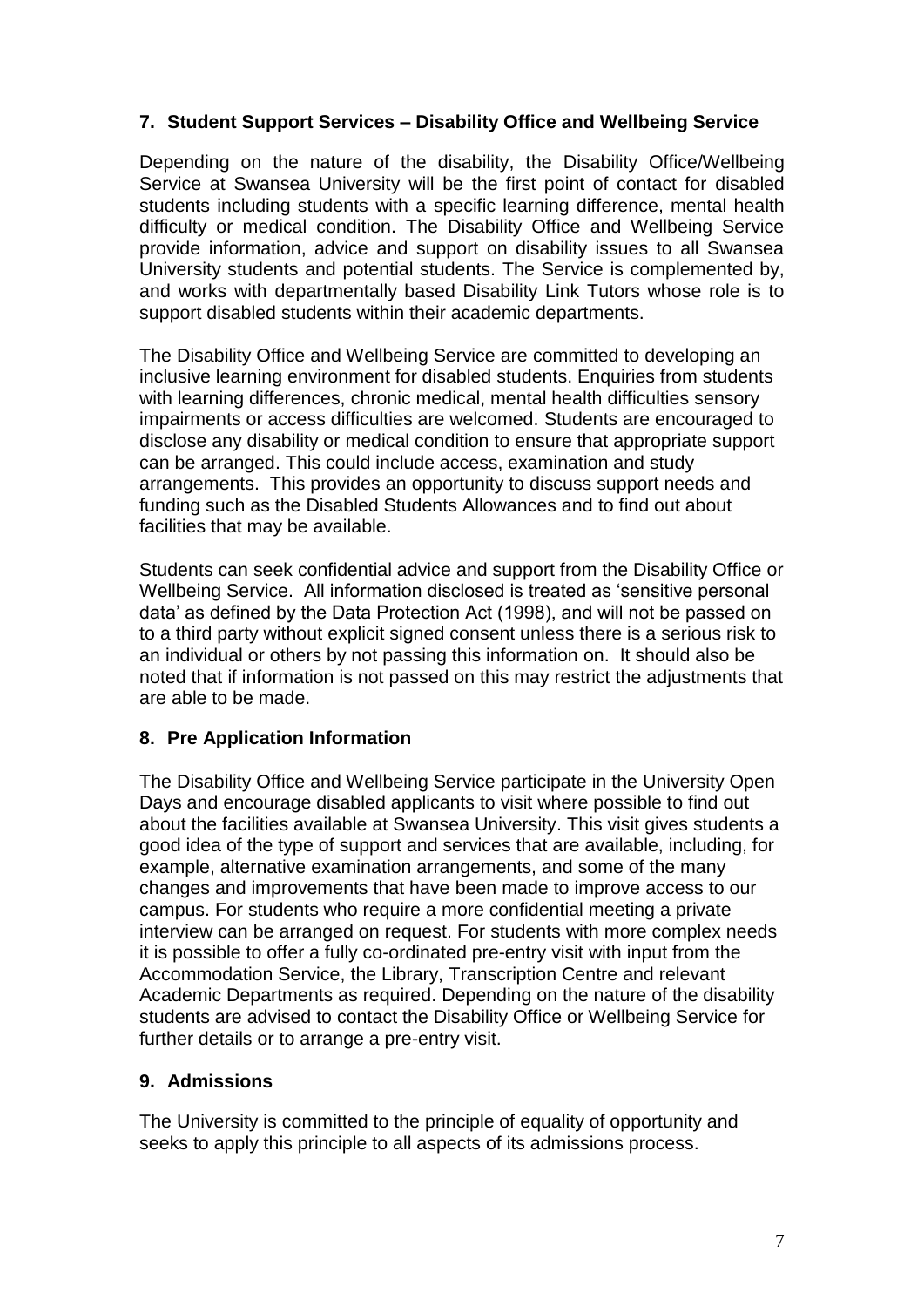## 7. Student Support Services – Disability Office and Wellbeing Service

Depending on the nature of the disability, the Disability Office/Wellbeing Service at Swansea University will be the first point of contact for disabled students including students with a specific learning difference, mental health difficulty or medical condition. The Disability Office and Wellbeing Service provide information, advice and support on disability issues to all Swansea University students and potential students. The Service is complemented by, and works with departmentally based Disability Link Tutors whose role is to support disabled students within their academic departments.

The Disability Office and Wellbeing Service are committed to developing an inclusive learning environment for disabled students. Enquiries from students with learning differences, chronic medical, mental health difficulties sensory impairments or access difficulties are welcomed. Students are encouraged to disclose any disability or medical condition to ensure that appropriate support can be arranged. This could include access, examination and study arrangements. This provides an opportunity to discuss support needs and funding such as the Disabled Students Allowances and to find out about facilities that may be available.

Students can seek confidential advice and support from the Disability Office or Wellbeing Service. All information disclosed is treated as 'sensitive personal data' as defined by the Data Protection Act (1998), and will not be passed on to a third party without explicit signed consent unless there is a serious risk to an individual or others by not passing this information on. It should also be noted that if information is not passed on this may restrict the adjustments that are able to be made.

## 8. Pre Application Information

The Disability Office and Wellbeing Service participate in the University Open Days and encourage disabled applicants to visit where possible to find out about the facilities available at Swansea University. This visit gives students a good idea of the type of support and services that are available, including, for example, alternative examination arrangements, and some of the many changes and improvements that have been made to improve access to our campus. For students who require a more confidential meeting a private interview can be arranged on request. For students with more complex needs it is possible to offer a fully co-ordinated pre-entry visit with input from the Accommodation Service, the Library, Transcription Centre and relevant Academic Departments as required. Depending on the nature of the disability students are advised to contact the Disability Office or Wellbeing Service for further details or to arrange a pre-entry visit.

## 9. Admissions

The University is committed to the principle of equality of opportunity and seeks to apply this principle to all aspects of its admissions process.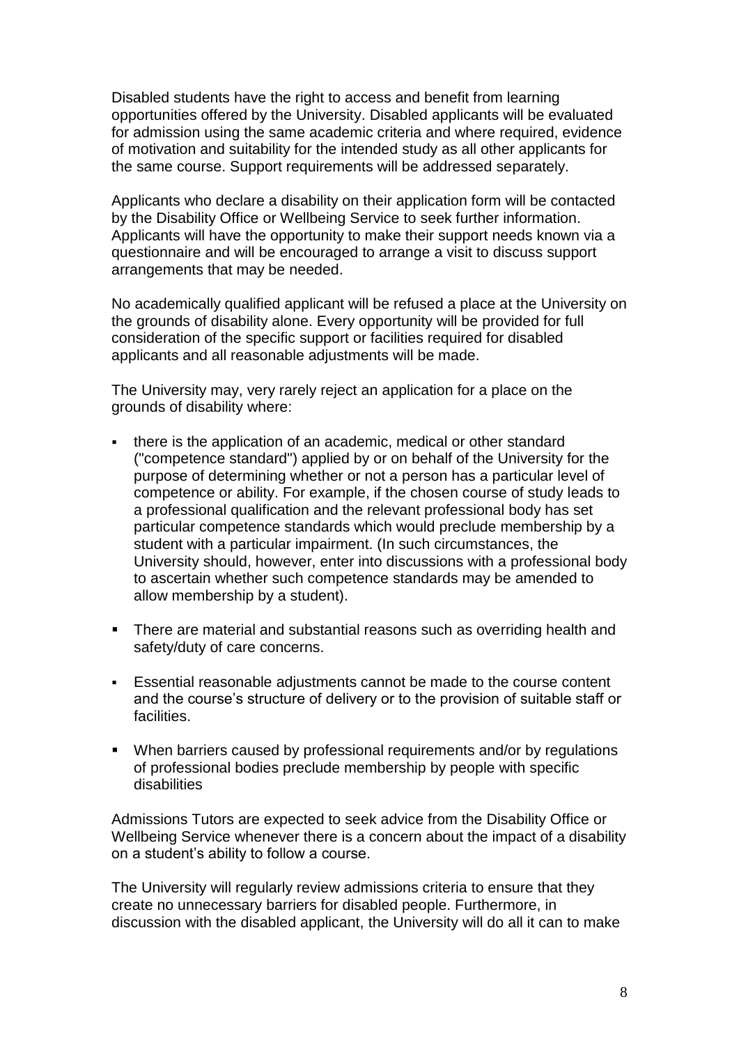Disabled students have the right to access and benefit from learning opportunities offered by the University. Disabled applicants will be evaluated for admission using the same academic criteria and where required, evidence of motivation and suitability for the intended study as all other applicants for the same course. Support requirements will be addressed separately.

Applicants who declare a disability on their application form will be contacted by the Disability Office or Wellbeing Service to seek further information. Applicants will have the opportunity to make their support needs known via a questionnaire and will be encouraged to arrange a visit to discuss support arrangements that may be needed.

No academically qualified applicant will be refused a place at the University on the grounds of disability alone. Every opportunity will be provided for full consideration of the specific support or facilities required for disabled applicants and all reasonable adjustments will be made.

The University may, very rarely reject an application for a place on the grounds of disability where:

- there is the application of an academic, medical or other standard ("competence standard") applied by or on behalf of the University for the purpose of determining whether or not a person has a particular level of competence or ability. For example, if the chosen course of study leads to a professional qualification and the relevant professional body has set particular competence standards which would preclude membership by a student with a particular impairment. (In such circumstances, the University should, however, enter into discussions with a professional body to ascertain whether such competence standards may be amended to allow membership by a student).
- There are material and substantial reasons such as overriding health and safety/duty of care concerns.
- Essential reasonable adjustments cannot be made to the course content and the course's structure of delivery or to the provision of suitable staff or facilities.
- When barriers caused by professional requirements and/or by regulations of professional bodies preclude membership by people with specific disabilities

Admissions Tutors are expected to seek advice from the Disability Office or Wellbeing Service whenever there is a concern about the impact of a disability on a student's ability to follow a course.

The University will regularly review admissions criteria to ensure that they create no unnecessary barriers for disabled people. Furthermore, in discussion with the disabled applicant, the University will do all it can to make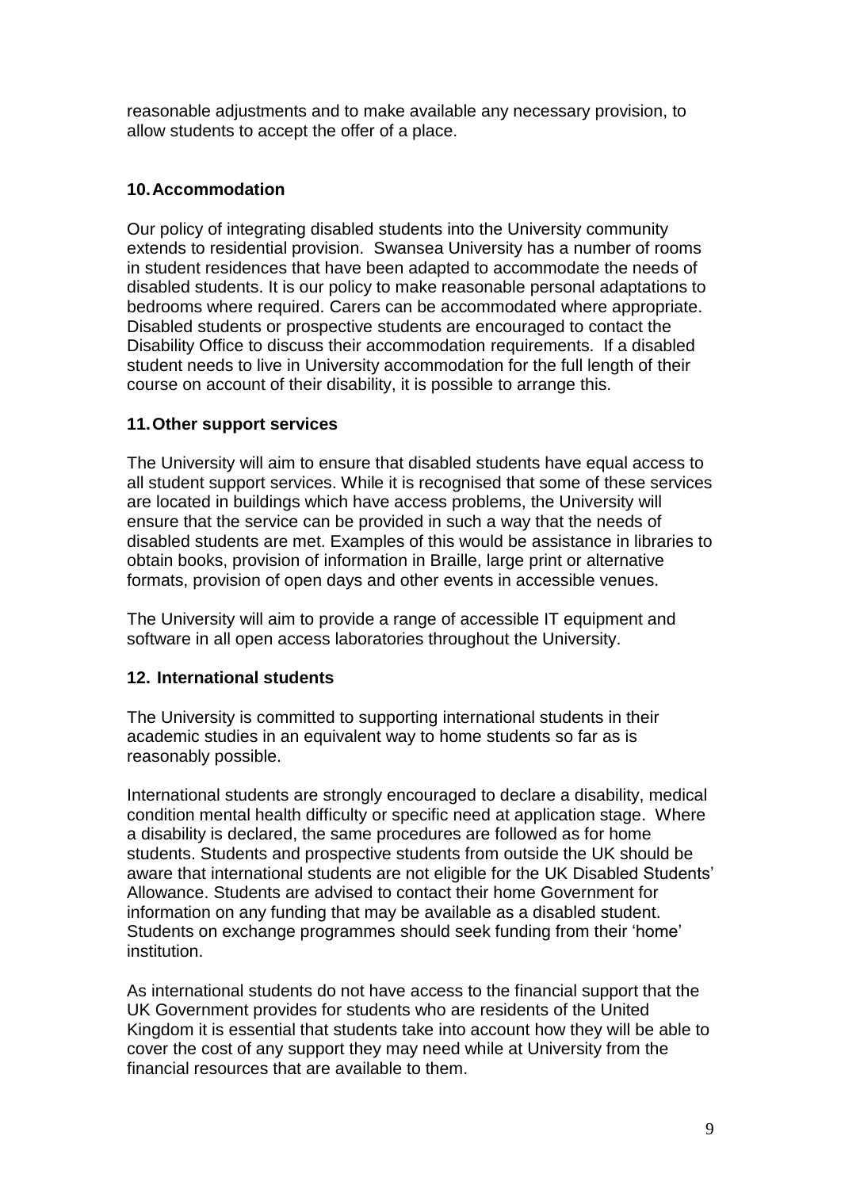reasonable adjustments and to make available any necessary provision, to allow students to accept the offer of a place.

## 10. Accommodation

Our policy of integrating disabled students into the University community extends to residential provision. Swansea University has a number of rooms in student residences that have been adapted to accommodate the needs of disabled students. It is our policy to make reasonable personal adaptations to bedrooms where required. Carers can be accommodated where appropriate. Disabled students or prospective students are encouraged to contact the Disability Office to discuss their accommodation requirements. If a disabled student needs to live in University accommodation for the full length of their course on account of their disability, it is possible to arrange this.

## 11. Other support services

The University will aim to ensure that disabled students have equal access to all student support services. While it is recognised that some of these services are located in buildings which have access problems, the University will ensure that the service can be provided in such a way that the needs of disabled students are met. Examples of this would be assistance in libraries to obtain books, provision of information in Braille, large print or alternative formats, provision of open days and other events in accessible venues.

The University will aim to provide a range of accessible IT equipment and software in all open access laboratories throughout the University.

## 12. International students

The University is committed to supporting international students in their academic studies in an equivalent way to home students so far as is reasonably possible.

International students are strongly encouraged to declare a disability, medical condition mental health difficulty or specific need at application stage. Where a disability is declared, the same procedures are followed as for home students. Students and prospective students from outside the UK should be aware that international students are not eligible for the UK Disabled Students' Allowance. Students are advised to contact their home Government for information on any funding that may be available as a disabled student. Students on exchange programmes should seek funding from their 'home' institution.

As international students do not have access to the financial support that the UK Government provides for students who are residents of the United Kingdom it is essential that students take into account how they will be able to cover the cost of any support they may need while at University from the financial resources that are available to them.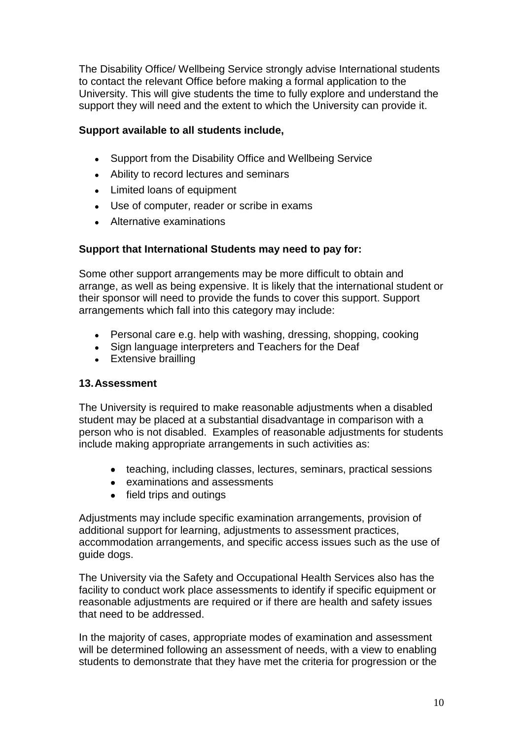The Disability Office/ Wellbeing Service strongly advise International students to contact the relevant Office before making a formal application to the University. This will give students the time to fully explore and understand the support they will need and the extent to which the University can provide it.

**Support available to all students include,**

- Support from the Disability Office and Wellbeing Service
- Ability to record lectures and seminars
- Limited loans of equipment
- Use of computer, reader or scribe in exams
- Alternative examinations

**Support that International Students may need to pay for:**

Some other support arrangements may be more difficult to obtain and arrange, as well as being expensive. It is likely that the international student or their sponsor will need to provide the funds to cover this support. Support arrangements which fall into this category may include:

- Personal care e.g. help with washing, dressing, shopping, cooking
- Sign language interpreters and Teachers for the Deaf
- Extensive brailling

## 13. Assessment

The University is required to make reasonable adjustments when a disabled student may be placed at a substantial disadvantage in comparison with a person who is not disabled. Examples of reasonable adjustments for students include making appropriate arrangements in such activities as:

- teaching, including classes, lectures, seminars, practical sessions
- examinations and assessments
- field trips and outings

Adjustments may include specific examination arrangements, provision of additional support for learning, adjustments to assessment practices, accommodation arrangements, and specific access issues such as the use of guide dogs.

The University via the Safety and Occupational Health Services also has the facility to conduct work place assessments to identify if specific equipment or reasonable adjustments are required or if there are health and safety issues that need to be addressed.

In the majority of cases, appropriate modes of examination and assessment will be determined following an assessment of needs, with a view to enabling students to demonstrate that they have met the criteria for progression or the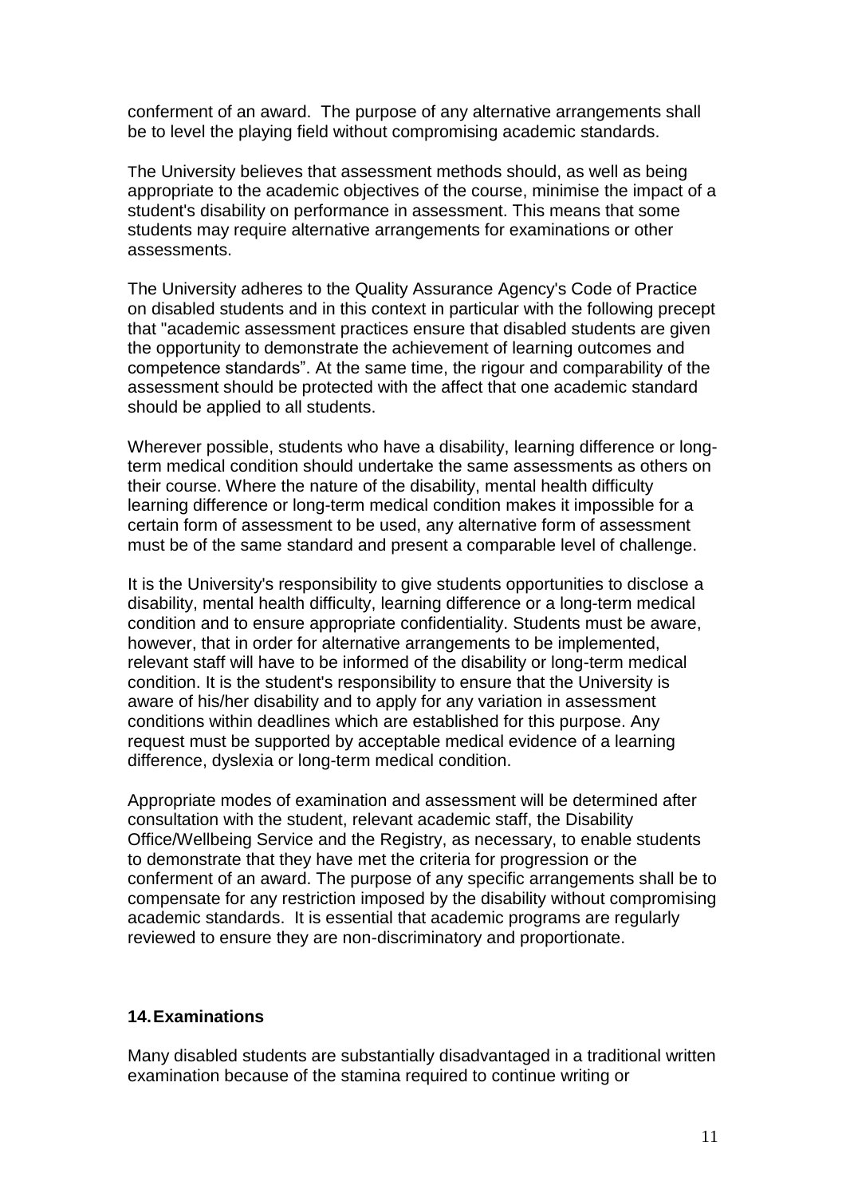conferment of an award. The purpose of any alternative arrangements shall be to level the playing field without compromising academic standards.

The University believes that assessment methods should, as well as being appropriate to the academic objectives of the course, minimise the impact of a student's disability on performance in assessment. This means that some students may require alternative arrangements for examinations or other assessments.

The University adheres to the Quality Assurance Agency's Code of Practice on disabled students and in this context in particular with the following precept that "academic assessment practices ensure that disabled students are given the opportunity to demonstrate the achievement of learning outcomes and competence standards". At the same time, the rigour and comparability of the assessment should be protected with the affect that one academic standard should be applied to all students.

Wherever possible, students who have a disability, learning difference or long-term medical condition should undertake the same assessments as others on their course. Where the nature of the disability, mental health difficulty learning difference or long-term medical condition makes it impossible for a certain form of assessment to be used, any alternative form of assessment must be of the same standard and present a comparable level of challenge.

It is the University's responsibility to give students opportunities to disclose a disability, mental health difficulty, learning difference or a long-term medical condition and to ensure appropriate confidentiality. Students must be aware, however, that in order for alternative arrangements to be implemented, relevant staff will have to be informed of the disability or long-term medical condition. It is the student's responsibility to ensure that the University is aware of his/her disability and to apply for any variation in assessment conditions within deadlines which are established for this purpose. Any request must be supported by acceptable medical evidence of a learning difference, dyslexia or long-term medical condition.

Appropriate modes of examination and assessment will be determined after consultation with the student, relevant academic staff, the Disability Office/Wellbeing Service and the Registry, as necessary, to enable students to demonstrate that they have met the criteria for progression or the conferment of an award. The purpose of any specific arrangements shall be to compensate for any restriction imposed by the disability without compromising academic standards. It is essential that academic programs are regularly reviewed to ensure they are non-discriminatory and proportionate.

## 14. Examinations

Many disabled students are substantially disadvantaged in a traditional written examination because of the stamina required to continue writing or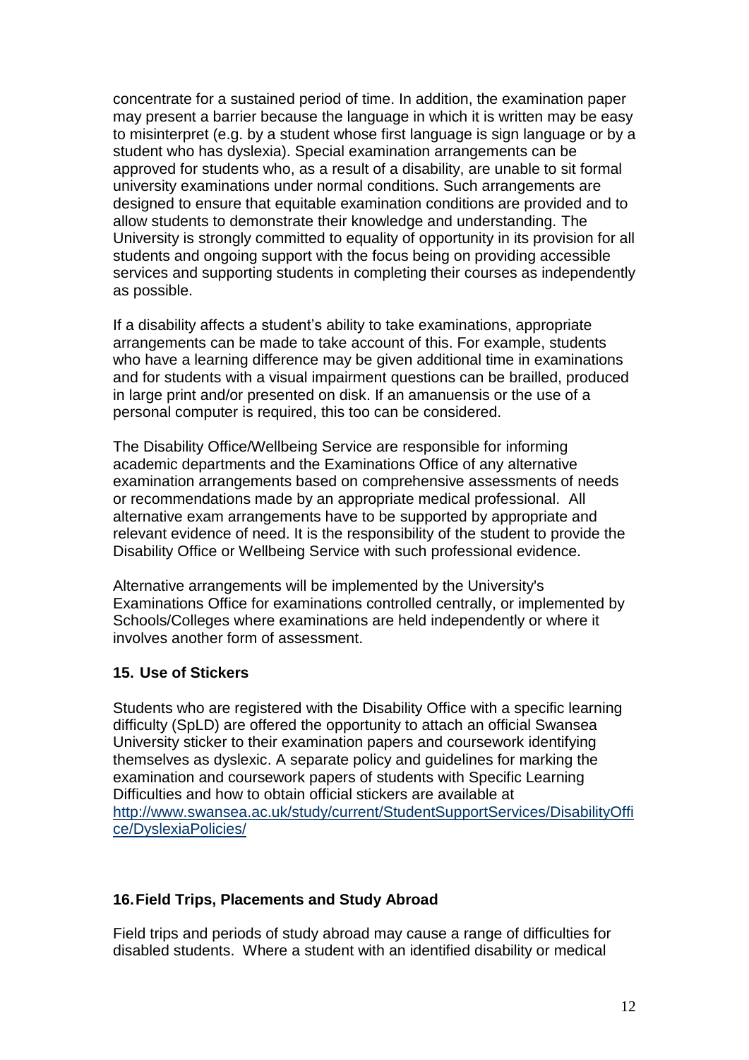concentrate for a sustained period of time. In addition, the examination paper may present a barrier because the language in which it is written may be easy to misinterpret (e.g. by a student whose first language is sign language or by a student who has dyslexia). Special examination arrangements can be approved for students who, as a result of a disability, are unable to sit formal university examinations under normal conditions. Such arrangements are designed to ensure that equitable examination conditions are provided and to allow students to demonstrate their knowledge and understanding. The University is strongly committed to equality of opportunity in its provision for all students and ongoing support with the focus being on providing accessible services and supporting students in completing their courses as independently as possible.

If a disability affects a student's ability to take examinations, appropriate arrangements can be made to take account of this. For example, students who have a learning difference may be given additional time in examinations and for students with a visual impairment questions can be brailled, produced in large print and/or presented on disk. If an amanuensis or the use of a personal computer is required, this too can be considered.

The Disability Office/Wellbeing Service are responsible for informing academic departments and the Examinations Office of any alternative examination arrangements based on comprehensive assessments of needs or recommendations made by an appropriate medical professional. All alternative exam arrangements have to be supported by appropriate and relevant evidence of need. It is the responsibility of the student to provide the Disability Office or Wellbeing Service with such professional evidence.

Alternative arrangements will be implemented by the University's Examinations Office for examinations controlled centrally, or implemented by Schools/Colleges where examinations are held independently or where it involves another form of assessment.

## 15. Use of Stickers

Students who are registered with the Disability Office with a specific learning difficulty (SpLD) are offered the opportunity to attach an official Swansea University sticker to their examination papers and coursework identifying themselves as dyslexic. A separate policy and guidelines for marking the examination and coursework papers of students with Specific Learning Difficulties and how to obtain official stickers are available at [http://www.swansea.ac.uk/study/current/StudentSupportServices/DisabilityOffice/DyslexiaPolicies/](http://www.swansea.ac.uk/study/current/StudentSupportServices/DisabilityOffice/DyslexiaPolicies/)

## 16. Field Trips, Placements and Study Abroad

Field trips and periods of study abroad may cause a range of difficulties for disabled students. Where a student with an identified disability or medical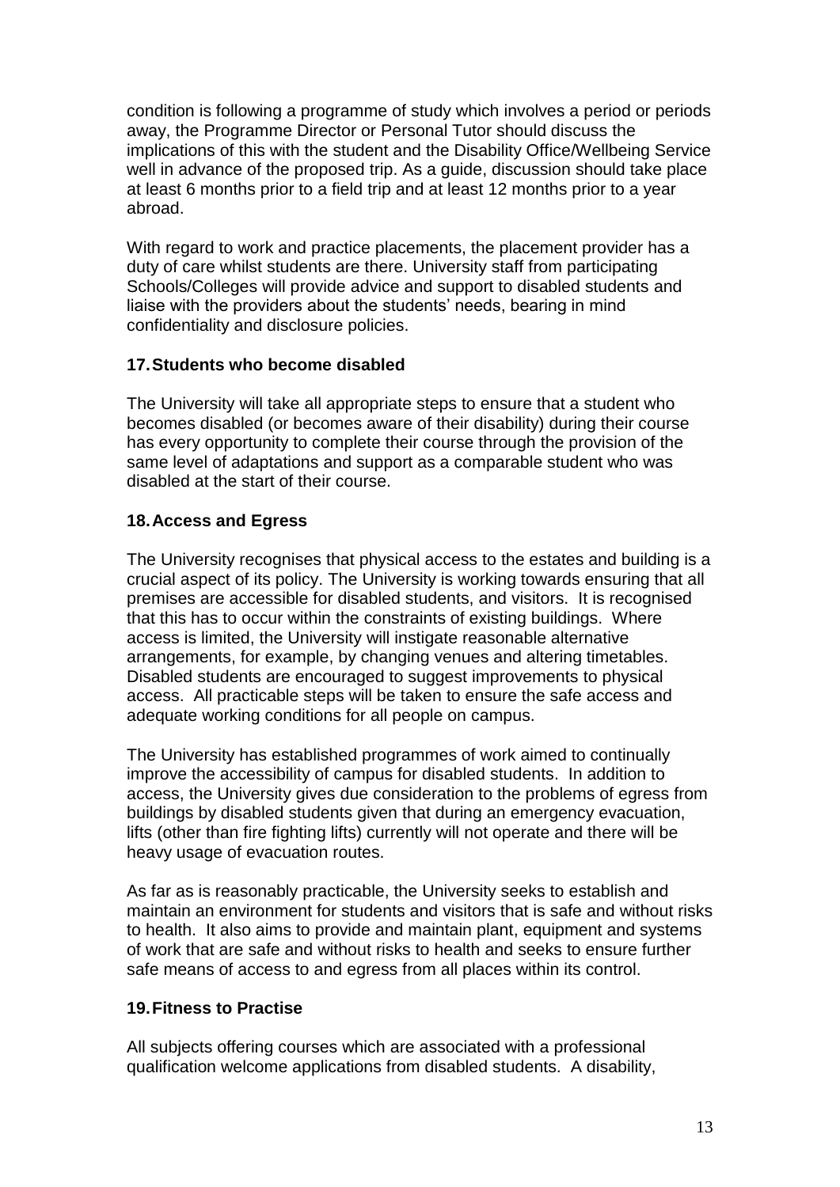condition is following a programme of study which involves a period or periods away, the Programme Director or Personal Tutor should discuss the implications of this with the student and the Disability Office/Wellbeing Service well in advance of the proposed trip. As a guide, discussion should take place at least 6 months prior to a field trip and at least 12 months prior to a year abroad.

With regard to work and practice placements, the placement provider has a duty of care whilst students are there. University staff from participating Schools/Colleges will provide advice and support to disabled students and liaise with the providers about the students' needs, bearing in mind confidentiality and disclosure policies.

## 17. Students who become disabled

The University will take all appropriate steps to ensure that a student who becomes disabled (or becomes aware of their disability) during their course has every opportunity to complete their course through the provision of the same level of adaptations and support as a comparable student who was disabled at the start of their course.

## 18. Access and Egress

The University recognises that physical access to the estates and building is a crucial aspect of its policy. The University is working towards ensuring that all premises are accessible for disabled students, and visitors. It is recognised that this has to occur within the constraints of existing buildings. Where access is limited, the University will instigate reasonable alternative arrangements, for example, by changing venues and altering timetables. Disabled students are encouraged to suggest improvements to physical access. All practicable steps will be taken to ensure the safe access and adequate working conditions for all people on campus.

The University has established programmes of work aimed to continually improve the accessibility of campus for disabled students. In addition to access, the University gives due consideration to the problems of egress from buildings by disabled students given that during an emergency evacuation, lifts (other than fire fighting lifts) currently will not operate and there will be heavy usage of evacuation routes.

As far as is reasonably practicable, the University seeks to establish and maintain an environment for students and visitors that is safe and without risks to health. It also aims to provide and maintain plant, equipment and systems of work that are safe and without risks to health and seeks to ensure further safe means of access to and egress from all places within its control.

## 19. Fitness to Practise

All subjects offering courses which are associated with a professional qualification welcome applications from disabled students. A disability,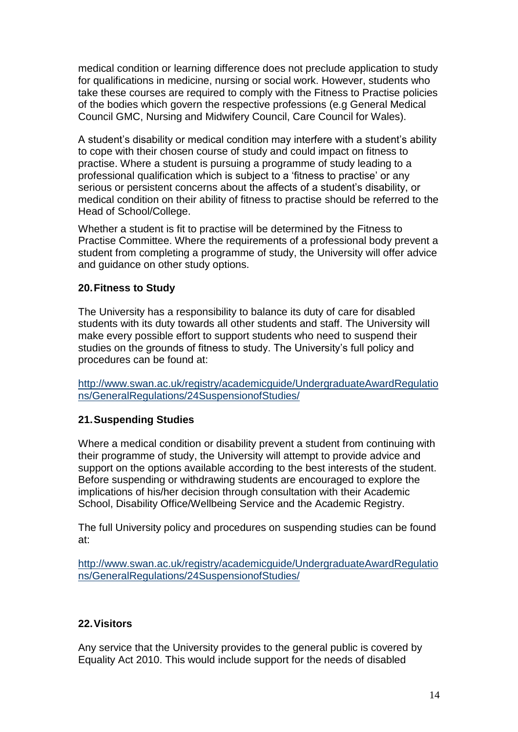medical condition or learning difference does not preclude application to study for qualifications in medicine, nursing or social work. However, students who take these courses are required to comply with the Fitness to Practise policies of the bodies which govern the respective professions (e.g General Medical Council GMC, Nursing and Midwifery Council, Care Council for Wales).

A student's disability or medical condition may interfere with a student's ability to cope with their chosen course of study and could impact on fitness to practise. Where a student is pursuing a programme of study leading to a professional qualification which is subject to a 'fitness to practise' or any serious or persistent concerns about the affects of a student's disability, or medical condition on their ability of fitness to practise should be referred to the Head of School/College.

Whether a student is fit to practise will be determined by the Fitness to Practise Committee. Where the requirements of a professional body prevent a student from completing a programme of study, the University will offer advice and guidance on other study options.

## 20. Fitness to Study

The University has a responsibility to balance its duty of care for disabled students with its duty towards all other students and staff. The University will make every possible effort to support students who need to suspend their studies on the grounds of fitness to study. The University's full policy and procedures can be found at:

http://www.swan.ac.uk/registry/academicguide/UndergraduateAwardRegulations/GeneralRegulations/24SuspensionofStudies/

## 21. Suspending Studies

Where a medical condition or disability prevent a student from continuing with their programme of study, the University will attempt to provide advice and support on the options available according to the best interests of the student. Before suspending or withdrawing students are encouraged to explore the implications of his/her decision through consultation with their Academic School, Disability Office/Wellbeing Service and the Academic Registry.

The full University policy and procedures on suspending studies can be found at:

http://www.swan.ac.uk/registry/academicguide/UndergraduateAwardRegulations/GeneralRegulations/24SuspensionofStudies/

## 22. Visitors

Any service that the University provides to the general public is covered by Equality Act 2010. This would include support for the needs of disabled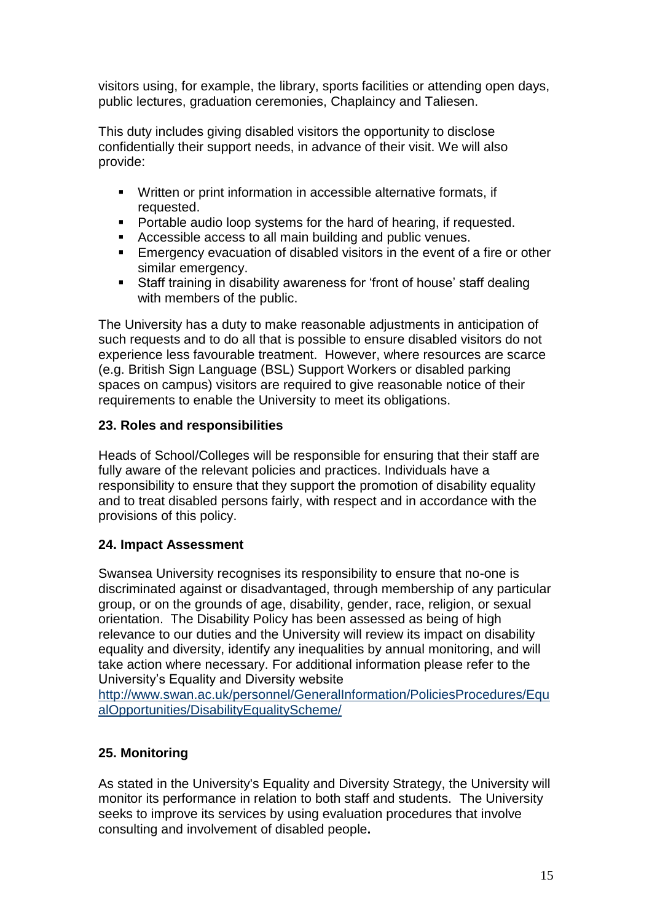visitors using, for example, the library, sports facilities or attending open days, public lectures, graduation ceremonies, Chaplaincy and Taliesen.

This duty includes giving disabled visitors the opportunity to disclose confidentially their support needs, in advance of their visit. We will also provide:

- Written or print information in accessible alternative formats, if requested.
- Portable audio loop systems for the hard of hearing, if requested.
- Accessible access to all main building and public venues.
- Emergency evacuation of disabled visitors in the event of a fire or other similar emergency.
- Staff training in disability awareness for 'front of house' staff dealing with members of the public.

The University has a duty to make reasonable adjustments in anticipation of such requests and to do all that is possible to ensure disabled visitors do not experience less favourable treatment. However, where resources are scarce (e.g. British Sign Language (BSL) Support Workers or disabled parking spaces on campus) visitors are required to give reasonable notice of their requirements to enable the University to meet its obligations.

**23. Roles and responsibilities**

Heads of School/Colleges will be responsible for ensuring that their staff are fully aware of the relevant policies and practices. Individuals have a responsibility to ensure that they support the promotion of disability equality and to treat disabled persons fairly, with respect and in accordance with the provisions of this policy.

**24. Impact Assessment**

Swansea University recognises its responsibility to ensure that no-one is discriminated against or disadvantaged, through membership of any particular group, or on the grounds of age, disability, gender, race, religion, or sexual orientation. The Disability Policy has been assessed as being of high relevance to our duties and the University will review its impact on disability equality and diversity, identify any inequalities by annual monitoring, and will take action where necessary. For additional information please refer to the University's Equality and Diversity website
http://www.swan.ac.uk/personnel/GeneralInformation/PoliciesProcedures/EqualOpportunities/DisabilityEqualityScheme/

**25. Monitoring**

As stated in the University's Equality and Diversity Strategy, the University will monitor its performance in relation to both staff and students. The University seeks to improve its services by using evaluation procedures that involve consulting and involvement of disabled people.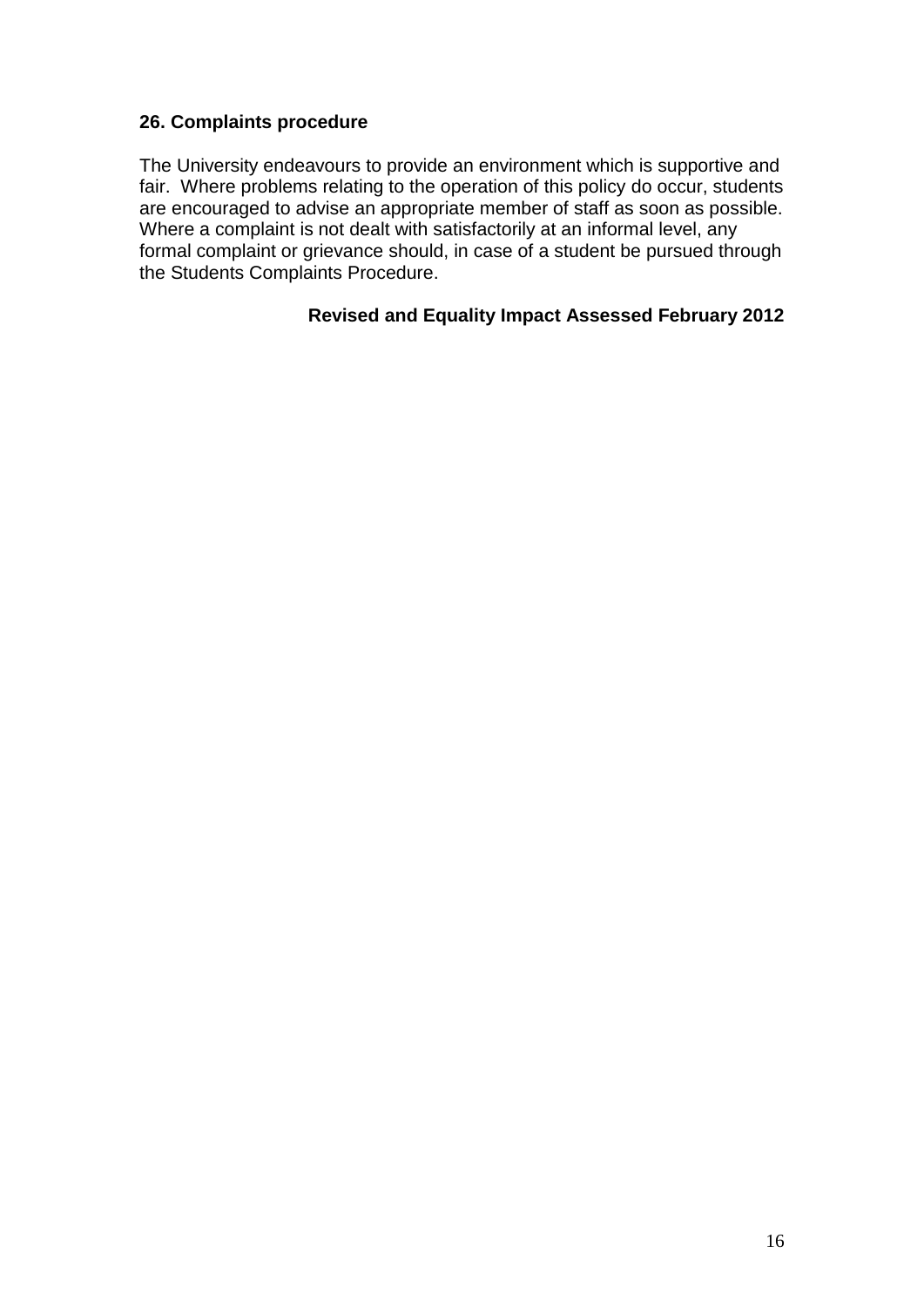## 26. Complaints procedure

The University endeavours to provide an environment which is supportive and fair. Where problems relating to the operation of this policy do occur, students are encouraged to advise an appropriate member of staff as soon as possible. Where a complaint is not dealt with satisfactorily at an informal level, any formal complaint or grievance should, in case of a student be pursued through the Students Complaints Procedure.

**Revised and Equality Impact Assessed February 2012**